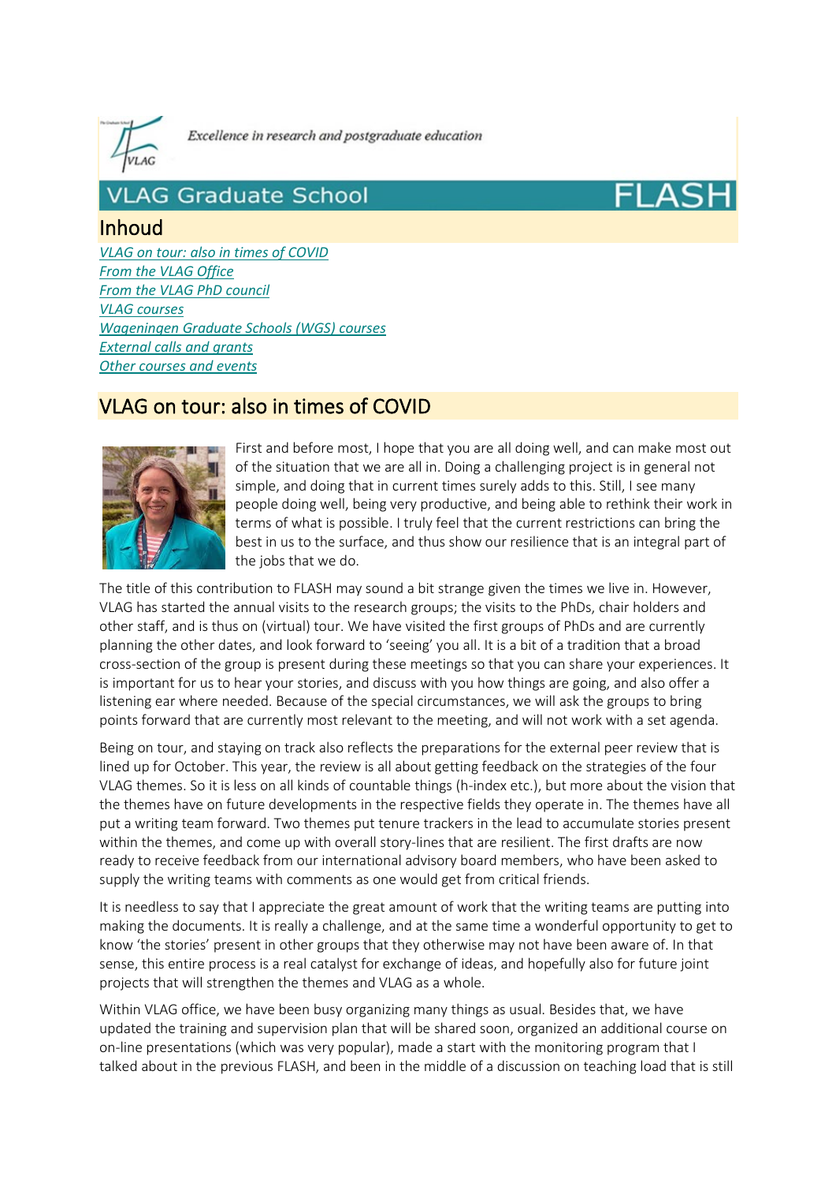Excellence in research and postgraduate education

# VLAG Graduate School FLASH

## Inhoud

*VLAG on tour: also in times of COVID*
*From the VLAG Office*
*From the VLAG PhD council*
*VLAG courses*
*Wageningen Graduate Schools (WGS) courses*
*External calls and grants*
*Other courses and events*

## VLAG on tour: also in times of COVID

First and before most, I hope that you are all doing well, and can make most out of the situation that we are all in. Doing a challenging project is in general not simple, and doing that in current times surely adds to this. Still, I see many people doing well, being very productive, and being able to rethink their work in terms of what is possible. I truly feel that the current restrictions can bring the best in us to the surface, and thus show our resilience that is an integral part of the jobs that we do.

The title of this contribution to FLASH may sound a bit strange given the times we live in. However, VLAG has started the annual visits to the research groups; the visits to the PhDs, chair holders and other staff, and is thus on (virtual) tour. We have visited the first groups of PhDs and are currently planning the other dates, and look forward to 'seeing' you all. It is a bit of a tradition that a broad cross-section of the group is present during these meetings so that you can share your experiences. It is important for us to hear your stories, and discuss with you how things are going, and also offer a listening ear where needed. Because of the special circumstances, we will ask the groups to bring points forward that are currently most relevant to the meeting, and will not work with a set agenda.

Being on tour, and staying on track also reflects the preparations for the external peer review that is lined up for October. This year, the review is all about getting feedback on the strategies of the four VLAG themes. So it is less on all kinds of countable things (h-index etc.), but more about the vision that the themes have on future developments in the respective fields they operate in. The themes have all put a writing team forward. Two themes put tenure trackers in the lead to accumulate stories present within the themes, and come up with overall story-lines that are resilient. The first drafts are now ready to receive feedback from our international advisory board members, who have been asked to supply the writing teams with comments as one would get from critical friends.

It is needless to say that I appreciate the great amount of work that the writing teams are putting into making the documents. It is really a challenge, and at the same time a wonderful opportunity to get to know 'the stories' present in other groups that they otherwise may not have been aware of. In that sense, this entire process is a real catalyst for exchange of ideas, and hopefully also for future joint projects that will strengthen the themes and VLAG as a whole.

Within VLAG office, we have been busy organizing many things as usual. Besides that, we have updated the training and supervision plan that will be shared soon, organized an additional course on on-line presentations (which was very popular), made a start with the monitoring program that I talked about in the previous FLASH, and been in the middle of a discussion on teaching load that is still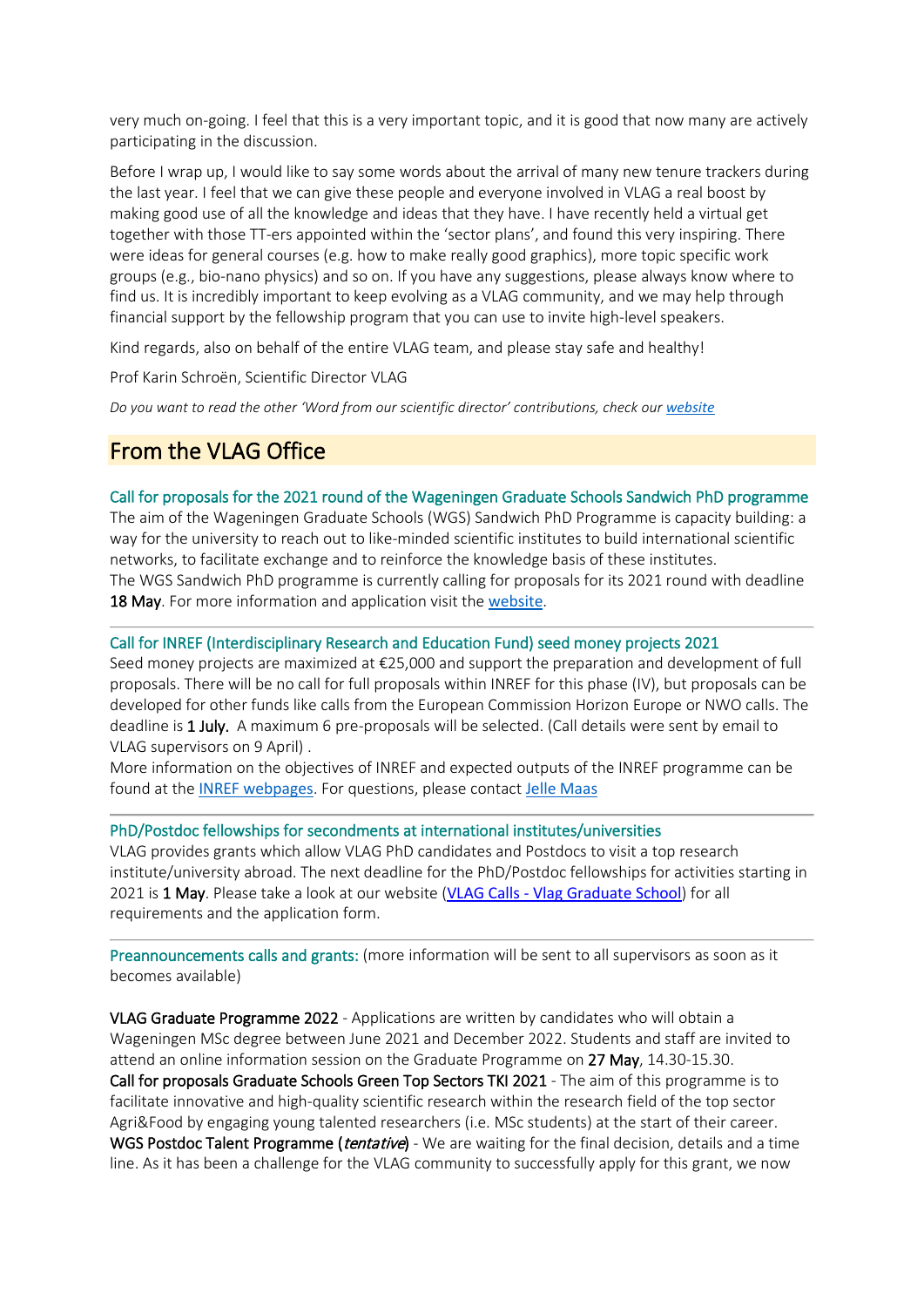very much on-going. I feel that this is a very important topic, and it is good that now many are actively participating in the discussion.

Before I wrap up, I would like to say some words about the arrival of many new tenure trackers during the last year. I feel that we can give these people and everyone involved in VLAG a real boost by making good use of all the knowledge and ideas that they have. I have recently held a virtual get together with those TT-ers appointed within the 'sector plans', and found this very inspiring. There were ideas for general courses (e.g. how to make really good graphics), more topic specific work groups (e.g., bio-nano physics) and so on. If you have any suggestions, please always know where to find us. It is incredibly important to keep evolving as a VLAG community, and we may help through financial support by the fellowship program that you can use to invite high-level speakers.

Kind regards, also on behalf of the entire VLAG team, and please stay safe and healthy!

Prof Karin Schroën, Scientific Director VLAG

*Do you want to read the other 'Word from our scientific director' contributions, check our [website](#)*

## From the VLAG Office

### Call for proposals for the 2021 round of the Wageningen Graduate Schools Sandwich PhD programme

The aim of the Wageningen Graduate Schools (WGS) Sandwich PhD Programme is capacity building: a way for the university to reach out to like-minded scientific institutes to build international scientific networks, to facilitate exchange and to reinforce the knowledge basis of these institutes.
The WGS Sandwich PhD programme is currently calling for proposals for its 2021 round with deadline **18 May**. For more information and application visit the [website](#).

---

### Call for INREF (Interdisciplinary Research and Education Fund) seed money projects 2021

Seed money projects are maximized at €25,000 and support the preparation and development of full proposals. There will be no call for full proposals within INREF for this phase (IV), but proposals can be developed for other funds like calls from the European Commission Horizon Europe or NWO calls. The deadline is **1 July.** A maximum 6 pre-proposals will be selected. (Call details were sent by email to VLAG supervisors on 9 April) .
More information on the objectives of INREF and expected outputs of the INREF programme can be found at the [INREF webpages](#). For questions, please contact [Jelle Maas](#)

---

### PhD/Postdoc fellowships for secondments at international institutes/universities

VLAG provides grants which allow VLAG PhD candidates and Postdocs to visit a top research institute/university abroad. The next deadline for the PhD/Postdoc fellowships for activities starting in 2021 is **1 May**. Please take a look at our website ([VLAG Calls - Vlag Graduate School](#)) for all requirements and the application form.

---

### Preannouncements calls and grants: (more information will be sent to all supervisors as soon as it becomes available)

**VLAG Graduate Programme 2022** - Applications are written by candidates who will obtain a Wageningen MSc degree between June 2021 and December 2022. Students and staff are invited to attend an online information session on the Graduate Programme on **27 May**, 14.30-15.30.
**Call for proposals Graduate Schools Green Top Sectors TKI 2021** - The aim of this programme is to facilitate innovative and high-quality scientific research within the research field of the top sector Agri&Food by engaging young talented researchers (i.e. MSc students) at the start of their career.
**WGS Postdoc Talent Programme (*tentative*)** - We are waiting for the final decision, details and a time line. As it has been a challenge for the VLAG community to successfully apply for this grant, we now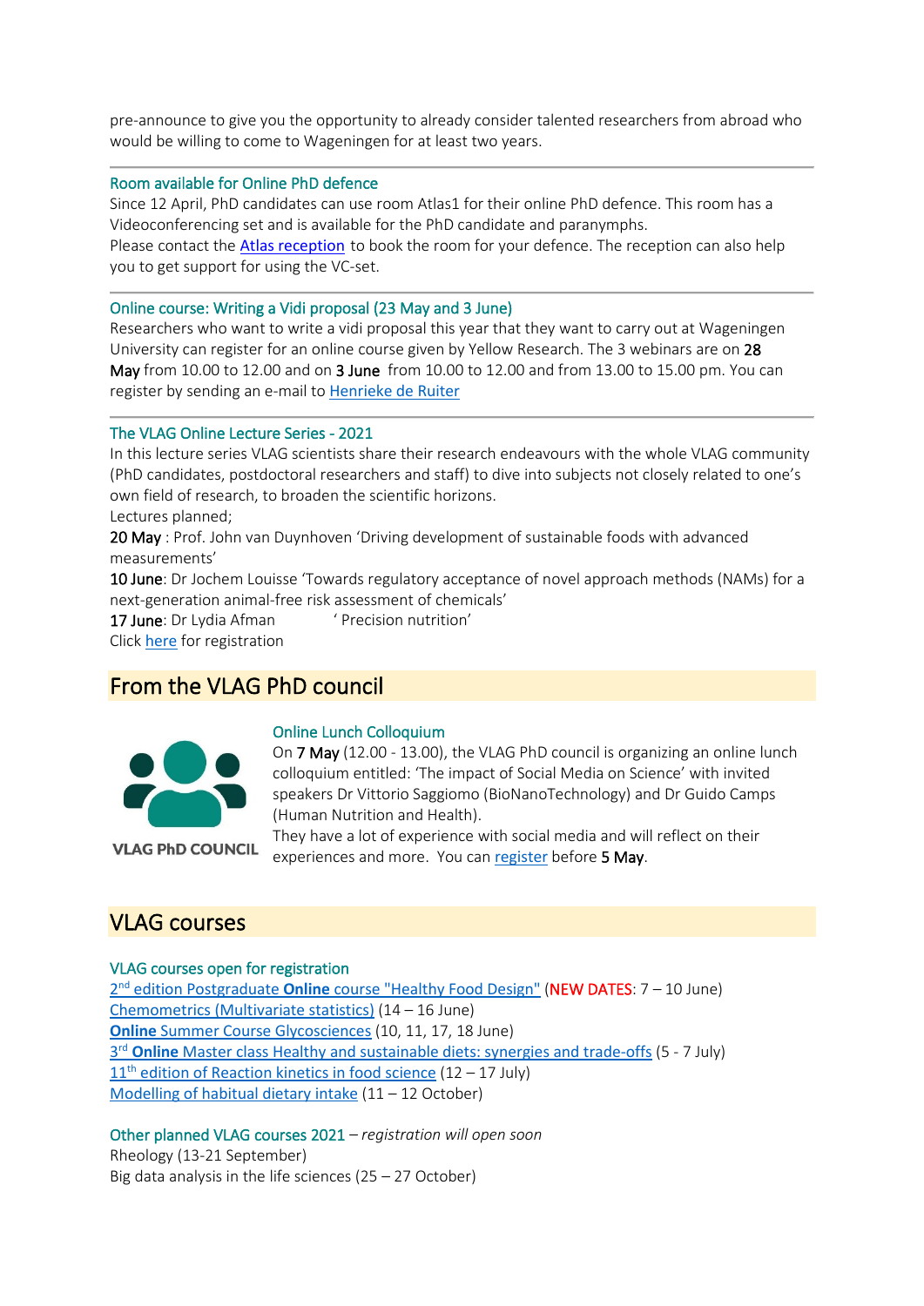pre-announce to give you the opportunity to already consider talented researchers from abroad who would be willing to come to Wageningen for at least two years.

---

### Room available for Online PhD defence

Since 12 April, PhD candidates can use room Atlas1 for their online PhD defence. This room has a Videoconferencing set and is available for the PhD candidate and paranymphs.
Please contact the Atlas reception to book the room for your defence. The reception can also help you to get support for using the VC-set.

---

### Online course: Writing a Vidi proposal (23 May and 3 June)

Researchers who want to write a vidi proposal this year that they want to carry out at Wageningen University can register for an online course given by Yellow Research. The 3 webinars are on **28 May** from 10.00 to 12.00 and on **3 June** from 10.00 to 12.00 and from 13.00 to 15.00 pm. You can register by sending an e-mail to Henrieke de Ruiter

---

### The VLAG Online Lecture Series - 2021

In this lecture series VLAG scientists share their research endeavours with the whole VLAG community (PhD candidates, postdoctoral researchers and staff) to dive into subjects not closely related to one's own field of research, to broaden the scientific horizons.
Lectures planned;
**20 May** : Prof. John van Duynhoven 'Driving development of sustainable foods with advanced measurements'
**10 June**: Dr Jochem Louisse 'Towards regulatory acceptance of novel approach methods (NAMs) for a next-generation animal-free risk assessment of chemicals'
**17 June**: Dr Lydia Afman ' Precision nutrition'
Click here for registration

## From the VLAG PhD council

VLAG PhD COUNCIL

### Online Lunch Colloquium

On **7 May** (12.00 - 13.00), the VLAG PhD council is organizing an online lunch colloquium entitled: 'The impact of Social Media on Science' with invited speakers Dr Vittorio Saggiomo (BioNanoTechnology) and Dr Guido Camps (Human Nutrition and Health).
They have a lot of experience with social media and will reflect on their experiences and more. You can register before **5 May**.

## VLAG courses

### VLAG courses open for registration

2nd edition Postgraduate **Online** course "Healthy Food Design" (NEW DATES: 7 – 10 June)
Chemometrics (Multivariate statistics) (14 – 16 June)
**Online** Summer Course Glycosciences (10, 11, 17, 18 June)
3rd **Online** Master class Healthy and sustainable diets: synergies and trade-offs (5 - 7 July)
11th edition of Reaction kinetics in food science (12 – 17 July)
Modelling of habitual dietary intake (11 – 12 October)

### Other planned VLAG courses 2021 – *registration will open soon*

Rheology (13-21 September)
Big data analysis in the life sciences (25 – 27 October)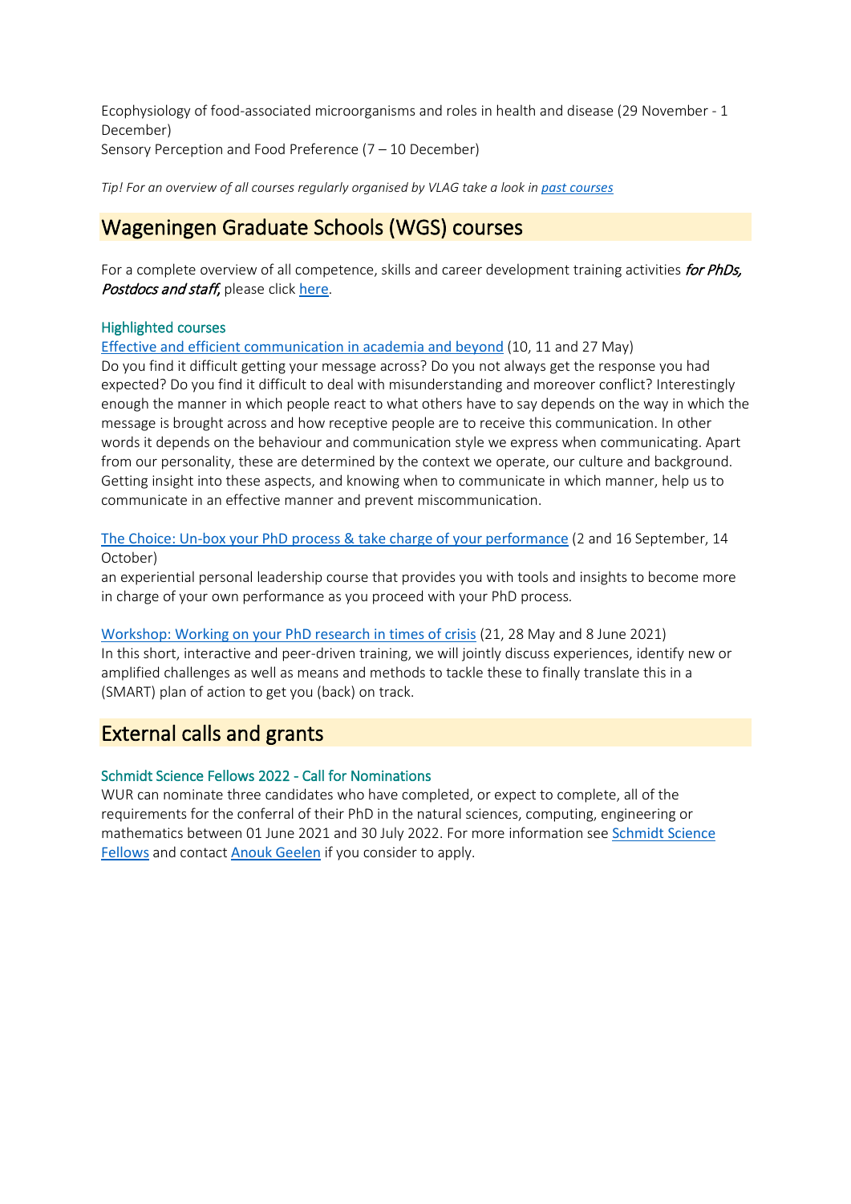Ecophysiology of food-associated microorganisms and roles in health and disease (29 November - 1 December)
Sensory Perception and Food Preference (7 – 10 December)

*Tip! For an overview of all courses regularly organised by VLAG take a look in past courses*

## Wageningen Graduate Schools (WGS) courses

For a complete overview of all competence, skills and career development training activities *for PhDs, Postdocs and staff*, please click here.

### Highlighted courses

Effective and efficient communication in academia and beyond (10, 11 and 27 May)
Do you find it difficult getting your message across? Do you not always get the response you had expected? Do you find it difficult to deal with misunderstanding and moreover conflict? Interestingly enough the manner in which people react to what others have to say depends on the way in which the message is brought across and how receptive people are to receive this communication. In other words it depends on the behaviour and communication style we express when communicating. Apart from our personality, these are determined by the context we operate, our culture and background. Getting insight into these aspects, and knowing when to communicate in which manner, help us to communicate in an effective manner and prevent miscommunication.

The Choice: Un-box your PhD process & take charge of your performance (2 and 16 September, 14 October)
an experiential personal leadership course that provides you with tools and insights to become more in charge of your own performance as you proceed with your PhD process.

Workshop: Working on your PhD research in times of crisis (21, 28 May and 8 June 2021)
In this short, interactive and peer-driven training, we will jointly discuss experiences, identify new or amplified challenges as well as means and methods to tackle these to finally translate this in a (SMART) plan of action to get you (back) on track.

## External calls and grants

### Schmidt Science Fellows 2022 - Call for Nominations

WUR can nominate three candidates who have completed, or expect to complete, all of the requirements for the conferral of their PhD in the natural sciences, computing, engineering or mathematics between 01 June 2021 and 30 July 2022. For more information see Schmidt Science Fellows and contact Anouk Geelen if you consider to apply.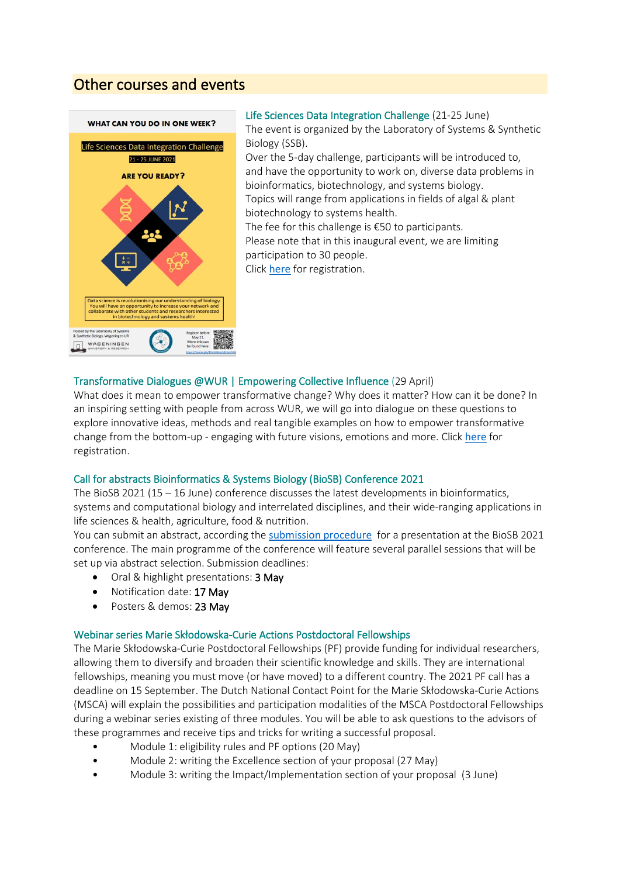## Other courses and events

Life Sciences Data Integration Challenge (21-25 June)
The event is organized by the Laboratory of Systems & Synthetic Biology (SSB).
Over the 5-day challenge, participants will be introduced to, and have the opportunity to work on, diverse data problems in bioinformatics, biotechnology, and systems biology.
Topics will range from applications in fields of algal & plant biotechnology to systems health.
The fee for this challenge is €50 to participants.
Please note that in this inaugural event, we are limiting participation to 30 people.
Click here for registration.

Transformative Dialogues @WUR | Empowering Collective Influence (29 April)
What does it mean to empower transformative change? Why does it matter? How can it be done? In an inspiring setting with people from across WUR, we will go into dialogue on these questions to explore innovative ideas, methods and real tangible examples on how to empower transformative change from the bottom-up - engaging with future visions, emotions and more. Click here for registration.

Call for abstracts Bioinformatics & Systems Biology (BioSB) Conference 2021
The BioSB 2021 (15 – 16 June) conference discusses the latest developments in bioinformatics, systems and computational biology and interrelated disciplines, and their wide-ranging applications in life sciences & health, agriculture, food & nutrition.
You can submit an abstract, according the submission procedure for a presentation at the BioSB 2021 conference. The main programme of the conference will feature several parallel sessions that will be set up via abstract selection. Submission deadlines:

- Oral & highlight presentations: 3 May
- Notification date: 17 May
- Posters & demos: 23 May

Webinar series Marie Skłodowska-Curie Actions Postdoctoral Fellowships
The Marie Skłodowska-Curie Postdoctoral Fellowships (PF) provide funding for individual researchers, allowing them to diversify and broaden their scientific knowledge and skills. They are international fellowships, meaning you must move (or have moved) to a different country. The 2021 PF call has a deadline on 15 September. The Dutch National Contact Point for the Marie Skłodowska-Curie Actions (MSCA) will explain the possibilities and participation modalities of the MSCA Postdoctoral Fellowships during a webinar series existing of three modules. You will be able to ask questions to the advisors of these programmes and receive tips and tricks for writing a successful proposal.

- Module 1: eligibility rules and PF options (20 May)
- Module 2: writing the Excellence section of your proposal (27 May)
- Module 3: writing the Impact/Implementation section of your proposal (3 June)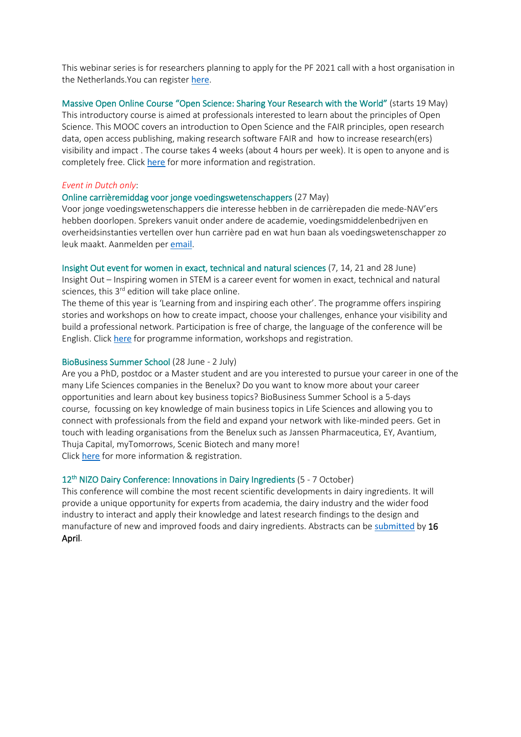This webinar series is for researchers planning to apply for the PF 2021 call with a host organisation in the Netherlands.You can register here.

Massive Open Online Course "Open Science: Sharing Your Research with the World" (starts 19 May)
This introductory course is aimed at professionals interested to learn about the principles of Open Science. This MOOC covers an introduction to Open Science and the FAIR principles, open research data, open access publishing, making research software FAIR and how to increase research(ers) visibility and impact . The course takes 4 weeks (about 4 hours per week). It is open to anyone and is completely free. Click here for more information and registration.

*Event in Dutch only*:
Online carrièremiddag voor jonge voedingswetenschappers (27 May)
Voor jonge voedingswetenschappers die interesse hebben in de carrièrepaden die mede-NAV'ers hebben doorlopen. Sprekers vanuit onder andere de academie, voedingsmiddelenbedrijven en overheidsinstanties vertellen over hun carrière pad en wat hun baan als voedingswetenschapper zo leuk maakt. Aanmelden per email.

Insight Out event for women in exact, technical and natural sciences (7, 14, 21 and 28 June)
Insight Out – Inspiring women in STEM is a career event for women in exact, technical and natural sciences, this 3rd edition will take place online.
The theme of this year is 'Learning from and inspiring each other'. The programme offers inspiring stories and workshops on how to create impact, choose your challenges, enhance your visibility and build a professional network. Participation is free of charge, the language of the conference will be English. Click here for programme information, workshops and registration.

BioBusiness Summer School (28 June - 2 July)
Are you a PhD, postdoc or a Master student and are you interested to pursue your career in one of the many Life Sciences companies in the Benelux? Do you want to know more about your career opportunities and learn about key business topics? BioBusiness Summer School is a 5-days course, focussing on key knowledge of main business topics in Life Sciences and allowing you to connect with professionals from the field and expand your network with like-minded peers. Get in touch with leading organisations from the Benelux such as Janssen Pharmaceutica, EY, Avantium, Thuja Capital, myTomorrows, Scenic Biotech and many more!
Click here for more information & registration.

12th NIZO Dairy Conference: Innovations in Dairy Ingredients (5 - 7 October)
This conference will combine the most recent scientific developments in dairy ingredients. It will provide a unique opportunity for experts from academia, the dairy industry and the wider food industry to interact and apply their knowledge and latest research findings to the design and manufacture of new and improved foods and dairy ingredients. Abstracts can be submitted by 16 April.